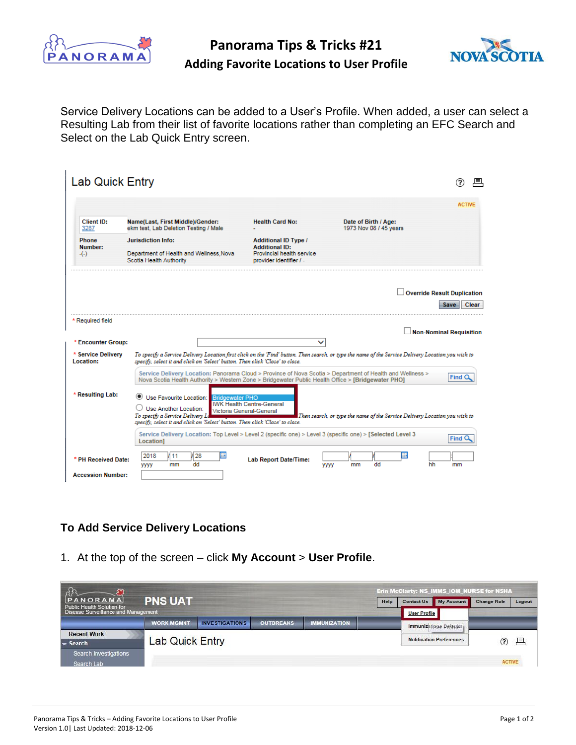# Panorama Tips & Tricks #21

## Adding Favorite Locations to User Profile

Service Delivery Locations can be added to a User's Profile. When added, a user can select a Resulting Lab from their list of favorite locations rather than completing an EFC Search and Select on the Lab Quick Entry screen.

## To Add Service Delivery Locations

1. At the top of the screen – click **My Account** > **User Profile**.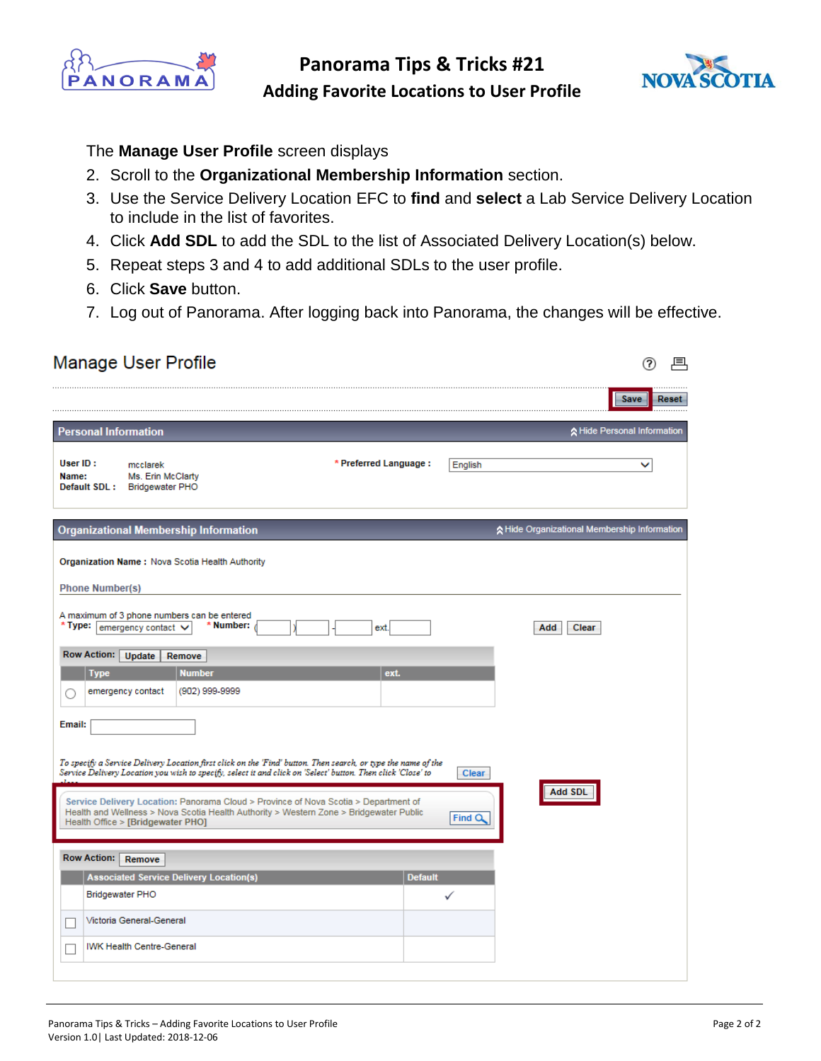The **Manage User Profile** screen displays

2. Scroll to the **Organizational Membership Information** section.
3. Use the Service Delivery Location EFC to **find** and **select** a Lab Service Delivery Location to include in the list of favorites.
4. Click **Add SDL** to add the SDL to the list of Associated Delivery Location(s) below.
5. Repeat steps 3 and 4 to add additional SDLs to the user profile.
6. Click **Save** button.
7. Log out of Panorama. After logging back into Panorama, the changes will be effective.

Manage User Profile

Save Reset

**Personal Information** — Hide Personal Information

User ID : mcclarek
Name: Ms. Erin McClarty
Default SDL : Bridgewater PHO

\* Preferred Language : English

**Organizational Membership Information** — Hide Organizational Membership Information

Organization Name : Nova Scotia Health Authority

Phone Number(s)

A maximum of 3 phone numbers can be entered
\* Type: emergency contact \* Number: ( ) - ext. Add Clear

Row Action: Update Remove

| | Type | Number | ext. |
|---|---|---|---|
| ○ | emergency contact | (902) 999-9999 | |

Email:

*To specify a Service Delivery Location first click on the 'Find' button. Then search, or type the name of the Service Delivery Location you wish to specify, select it and click on 'Select' button. Then click 'Close' to close.* Clear

Service Delivery Location: Panorama Cloud > Province of Nova Scotia > Department of Health and Wellness > Nova Scotia Health Authority > Western Zone > Bridgewater Public Health Office > [Bridgewater PHO] Find

Add SDL

Row Action: Remove

| | Associated Service Delivery Location(s) | Default |
|---|---|---|
| | Bridgewater PHO | ✓ |
| ☐ | Victoria General-General | |
| ☐ | IWK Health Centre-General | |

Panorama Tips & Tricks – Adding Favorite Locations to User Profile
Version 1.0| Last Updated: 2018-12-06